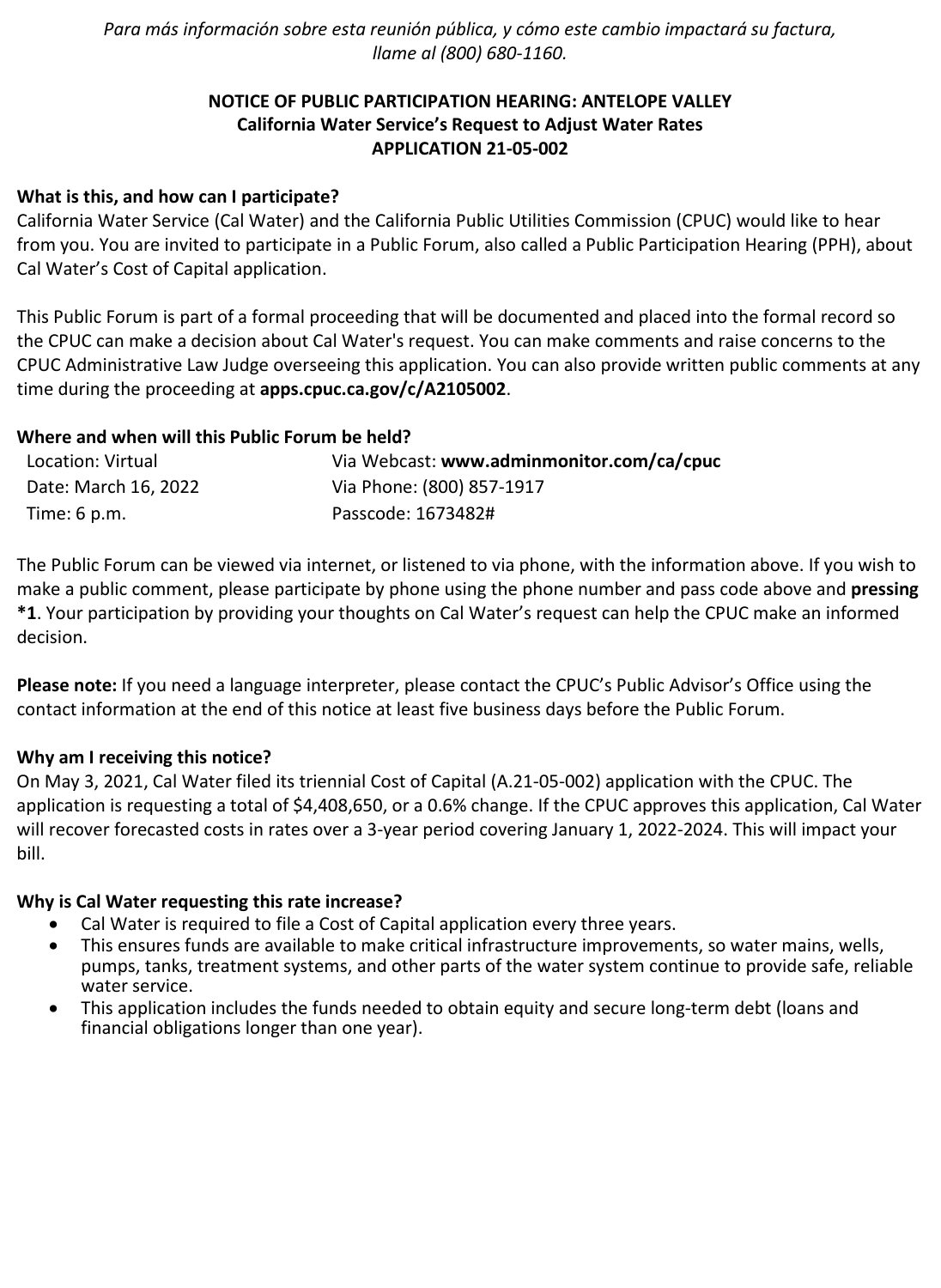*Para más información sobre esta reunión pública, y cómo este cambio impactará su factura, llame al (800) 680-1160.*

**NOTICE OF PUBLIC PARTICIPATION HEARING: ANTELOPE VALLEY**
**California Water Service's Request to Adjust Water Rates**
**APPLICATION 21-05-002**

**What is this, and how can I participate?**

California Water Service (Cal Water) and the California Public Utilities Commission (CPUC) would like to hear from you. You are invited to participate in a Public Forum, also called a Public Participation Hearing (PPH), about Cal Water's Cost of Capital application.

This Public Forum is part of a formal proceeding that will be documented and placed into the formal record so the CPUC can make a decision about Cal Water's request. You can make comments and raise concerns to the CPUC Administrative Law Judge overseeing this application. You can also provide written public comments at any time during the proceeding at **apps.cpuc.ca.gov/c/A2105002**.

**Where and when will this Public Forum be held?**

| | |
|---|---|
| Location: Virtual | Via Webcast: **www.adminmonitor.com/ca/cpuc** |
| Date: March 16, 2022 | Via Phone: (800) 857-1917 |
| Time: 6 p.m. | Passcode: 1673482# |

The Public Forum can be viewed via internet, or listened to via phone, with the information above. If you wish to make a public comment, please participate by phone using the phone number and pass code above and **pressing *1**. Your participation by providing your thoughts on Cal Water's request can help the CPUC make an informed decision.

**Please note:** If you need a language interpreter, please contact the CPUC's Public Advisor's Office using the contact information at the end of this notice at least five business days before the Public Forum.

**Why am I receiving this notice?**

On May 3, 2021, Cal Water filed its triennial Cost of Capital (A.21-05-002) application with the CPUC. The application is requesting a total of $4,408,650, or a 0.6% change. If the CPUC approves this application, Cal Water will recover forecasted costs in rates over a 3-year period covering January 1, 2022-2024. This will impact your bill.

**Why is Cal Water requesting this rate increase?**

- Cal Water is required to file a Cost of Capital application every three years.
- This ensures funds are available to make critical infrastructure improvements, so water mains, wells, pumps, tanks, treatment systems, and other parts of the water system continue to provide safe, reliable water service.
- This application includes the funds needed to obtain equity and secure long-term debt (loans and financial obligations longer than one year).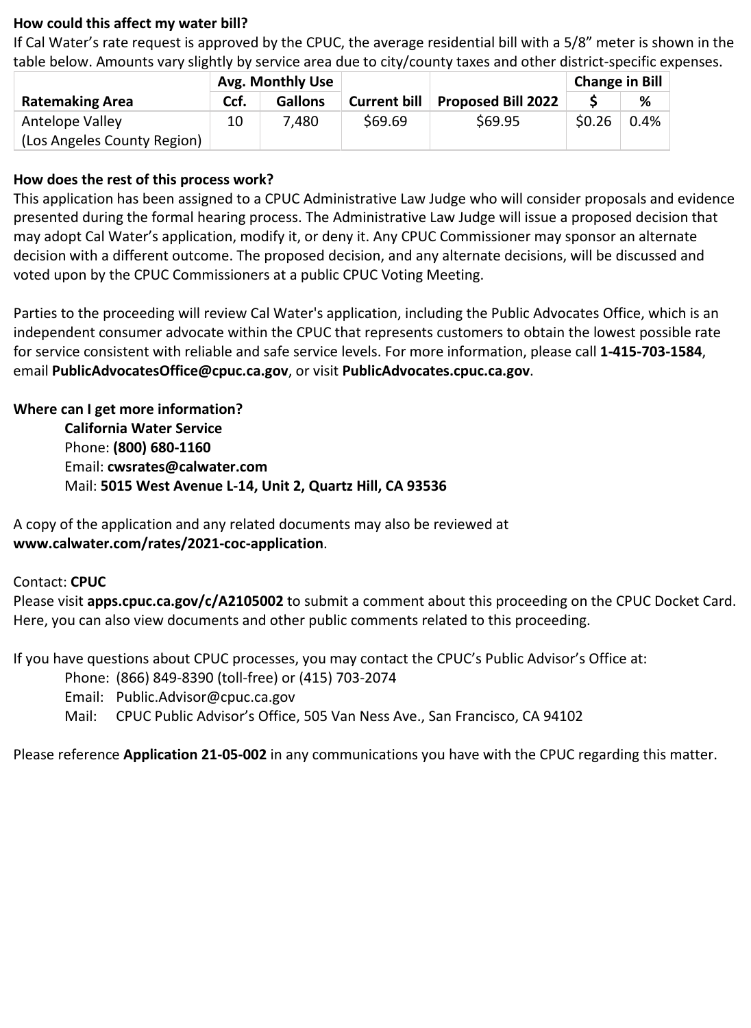**How could this affect my water bill?**

If Cal Water's rate request is approved by the CPUC, the average residential bill with a 5/8" meter is shown in the table below. Amounts vary slightly by service area due to city/county taxes and other district-specific expenses.

| | Avg. Monthly Use | | | | Change in Bill | |
|---|---|---|---|---|---|---|
| **Ratemaking Area** | **Ccf.** | **Gallons** | **Current bill** | **Proposed Bill 2022** | **$** | **%** |
| Antelope Valley (Los Angeles County Region) | 10 | 7,480 | $69.69 | $69.95 | $0.26 | 0.4% |

**How does the rest of this process work?**

This application has been assigned to a CPUC Administrative Law Judge who will consider proposals and evidence presented during the formal hearing process. The Administrative Law Judge will issue a proposed decision that may adopt Cal Water's application, modify it, or deny it. Any CPUC Commissioner may sponsor an alternate decision with a different outcome. The proposed decision, and any alternate decisions, will be discussed and voted upon by the CPUC Commissioners at a public CPUC Voting Meeting.

Parties to the proceeding will review Cal Water's application, including the Public Advocates Office, which is an independent consumer advocate within the CPUC that represents customers to obtain the lowest possible rate for service consistent with reliable and safe service levels. For more information, please call **1-415-703-1584**, email **PublicAdvocatesOffice@cpuc.ca.gov**, or visit **PublicAdvocates.cpuc.ca.gov**.

**Where can I get more information?**

**California Water Service**
Phone: **(800) 680-1160**
Email: **cwsrates@calwater.com**
Mail: **5015 West Avenue L-14, Unit 2, Quartz Hill, CA 93536**

A copy of the application and any related documents may also be reviewed at **www.calwater.com/rates/2021-coc-application**.

Contact: **CPUC**
Please visit **apps.cpuc.ca.gov/c/A2105002** to submit a comment about this proceeding on the CPUC Docket Card. Here, you can also view documents and other public comments related to this proceeding.

If you have questions about CPUC processes, you may contact the CPUC's Public Advisor's Office at:

Phone: (866) 849-8390 (toll-free) or (415) 703-2074
Email: Public.Advisor@cpuc.ca.gov
Mail: CPUC Public Advisor's Office, 505 Van Ness Ave., San Francisco, CA 94102

Please reference **Application 21-05-002** in any communications you have with the CPUC regarding this matter.